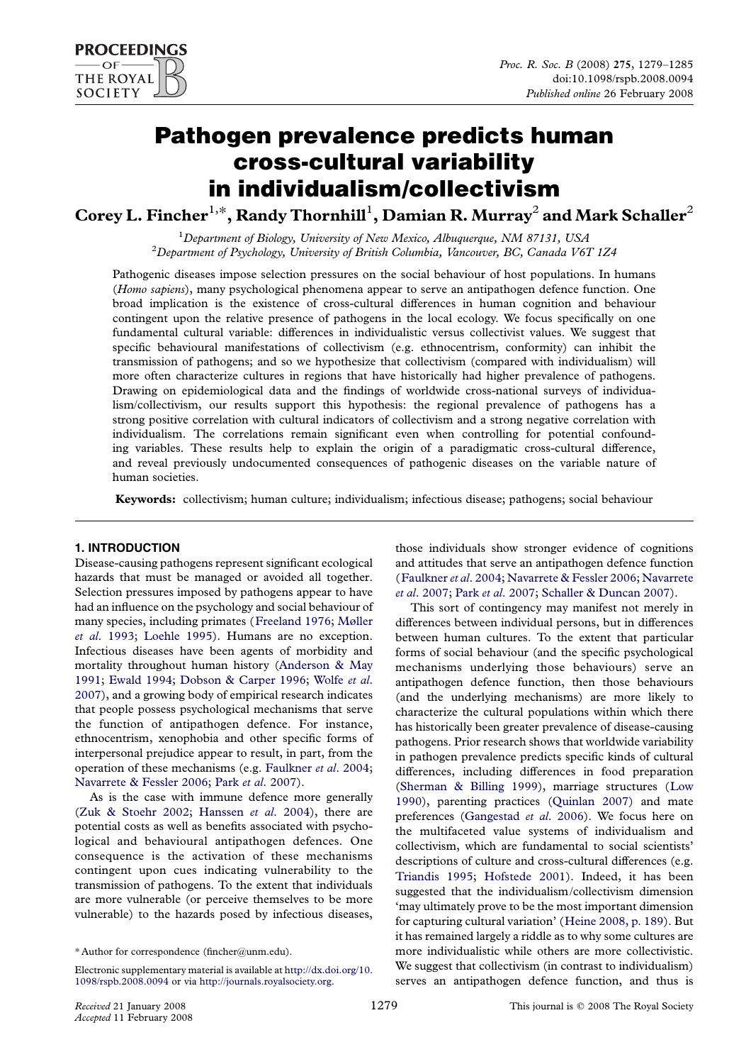# Pathogen prevalence predicts human cross-cultural variability in individualism/collectivism

**Corey L. Fincher**[1,*], **Randy Thornhill**[1], **Damian R. Murray**[2] **and Mark Schaller**[2]

[1]*Department of Biology, University of New Mexico, Albuquerque, NM 87131, USA*
[2]*Department of Psychology, University of British Columbia, Vancouver, BC, Canada V6T 1Z4*

Pathogenic diseases impose selection pressures on the social behaviour of host populations. In humans (*Homo sapiens*), many psychological phenomena appear to serve an antipathogen defence function. One broad implication is the existence of cross-cultural differences in human cognition and behaviour contingent upon the relative presence of pathogens in the local ecology. We focus specifically on one fundamental cultural variable: differences in individualistic versus collectivist values. We suggest that specific behavioural manifestations of collectivism (e.g. ethnocentrism, conformity) can inhibit the transmission of pathogens; and so we hypothesize that collectivism (compared with individualism) will more often characterize cultures in regions that have historically had higher prevalence of pathogens. Drawing on epidemiological data and the findings of worldwide cross-national surveys of individualism/collectivism, our results support this hypothesis: the regional prevalence of pathogens has a strong positive correlation with cultural indicators of collectivism and a strong negative correlation with individualism. The correlations remain significant even when controlling for potential confounding variables. These results help to explain the origin of a paradigmatic cross-cultural difference, and reveal previously undocumented consequences of pathogenic diseases on the variable nature of human societies.

**Keywords:** collectivism; human culture; individualism; infectious disease; pathogens; social behaviour

## 1. INTRODUCTION

Disease-causing pathogens represent significant ecological hazards that must be managed or avoided all together. Selection pressures imposed by pathogens appear to have had an influence on the psychology and social behaviour of many species, including primates (Freeland 1976; Møller *et al.* 1993; Loehle 1995). Humans are no exception. Infectious diseases have been agents of morbidity and mortality throughout human history (Anderson & May 1991; Ewald 1994; Dobson & Carper 1996; Wolfe *et al.* 2007), and a growing body of empirical research indicates that people possess psychological mechanisms that serve the function of antipathogen defence. For instance, ethnocentrism, xenophobia and other specific forms of interpersonal prejudice appear to result, in part, from the operation of these mechanisms (e.g. Faulkner *et al.* 2004; Navarrete & Fessler 2006; Park *et al.* 2007).

As is the case with immune defence more generally (Zuk & Stoehr 2002; Hanssen *et al.* 2004), there are potential costs as well as benefits associated with psychological and behavioural antipathogen defences. One consequence is the activation of these mechanisms contingent upon cues indicating vulnerability to the transmission of pathogens. To the extent that individuals are more vulnerable (or perceive themselves to be more vulnerable) to the hazards posed by infectious diseases, those individuals show stronger evidence of cognitions and attitudes that serve an antipathogen defence function (Faulkner *et al.* 2004; Navarrete & Fessler 2006; Navarrete *et al.* 2007; Park *et al.* 2007; Schaller & Duncan 2007).

This sort of contingency may manifest not merely in differences between individual persons, but in differences between human cultures. To the extent that particular forms of social behaviour (and the specific psychological mechanisms underlying those behaviours) serve an antipathogen defence function, then those behaviours (and the underlying mechanisms) are more likely to characterize the cultural populations within which there has historically been greater prevalence of disease-causing pathogens. Prior research shows that worldwide variability in pathogen prevalence predicts specific kinds of cultural differences, including differences in food preparation (Sherman & Billing 1999), marriage structures (Low 1990), parenting practices (Quinlan 2007) and mate preferences (Gangestad *et al.* 2006). We focus here on the multifaceted value systems of individualism and collectivism, which are fundamental to social scientists' descriptions of culture and cross-cultural differences (e.g. Triandis 1995; Hofstede 2001). Indeed, it has been suggested that the individualism/collectivism dimension 'may ultimately prove to be the most important dimension for capturing cultural variation' (Heine 2008, p. 189). But it has remained largely a riddle as to why some cultures are more individualistic while others are more collectivistic. We suggest that collectivism (in contrast to individualism) serves an antipathogen defence function, and thus is

\* Author for correspondence (fincher@unm.edu).

Electronic supplementary material is available at http://dx.doi.org/10.1098/rspb.2008.0094 or via http://journals.royalsociety.org.

Received 21 January 2008
Accepted 11 February 2008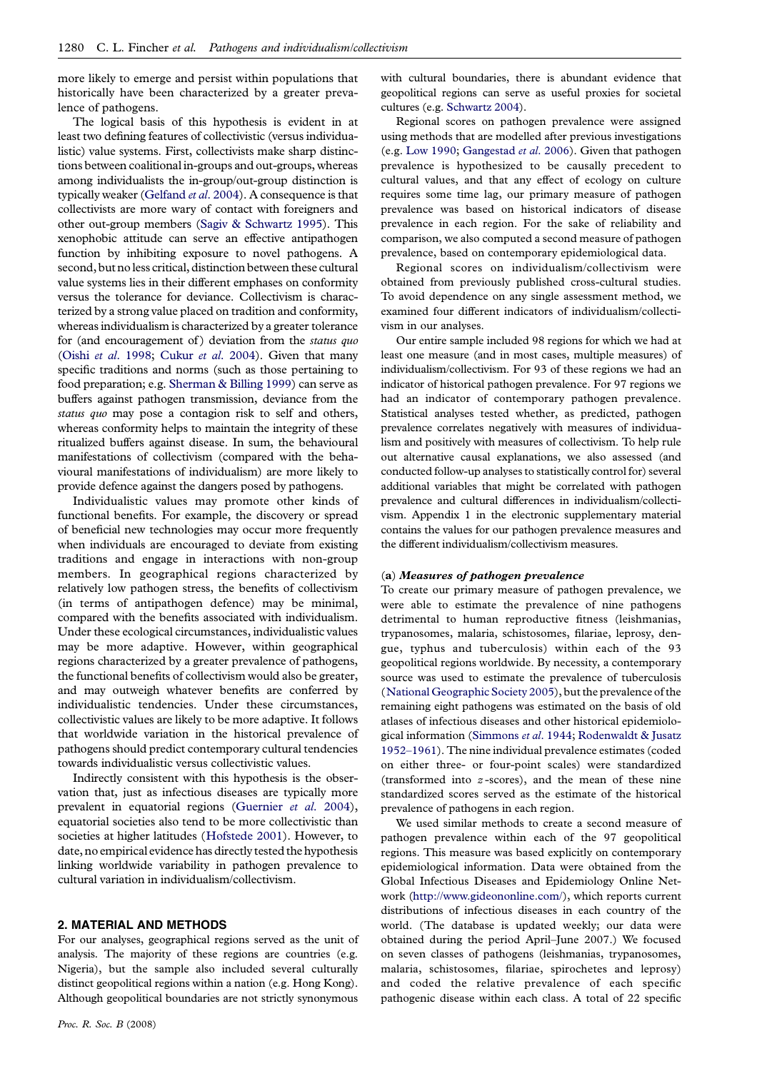more likely to emerge and persist within populations that historically have been characterized by a greater prevalence of pathogens.

The logical basis of this hypothesis is evident in at least two defining features of collectivistic (versus individualistic) value systems. First, collectivists make sharp distinctions between coalitional in-groups and out-groups, whereas among individualists the in-group/out-group distinction is typically weaker (Gelfand *et al*. 2004). A consequence is that collectivists are more wary of contact with foreigners and other out-group members (Sagiv & Schwartz 1995). This xenophobic attitude can serve an effective antipathogen function by inhibiting exposure to novel pathogens. A second, but no less critical, distinction between these cultural value systems lies in their different emphases on conformity versus the tolerance for deviance. Collectivism is characterized by a strong value placed on tradition and conformity, whereas individualism is characterized by a greater tolerance for (and encouragement of) deviation from the *status quo* (Oishi *et al*. 1998; Cukur *et al*. 2004). Given that many specific traditions and norms (such as those pertaining to food preparation; e.g. Sherman & Billing 1999) can serve as buffers against pathogen transmission, deviance from the *status quo* may pose a contagion risk to self and others, whereas conformity helps to maintain the integrity of these ritualized buffers against disease. In sum, the behavioural manifestations of collectivism (compared with the behavioural manifestations of individualism) are more likely to provide defence against the dangers posed by pathogens.

Individualistic values may promote other kinds of functional benefits. For example, the discovery or spread of beneficial new technologies may occur more frequently when individuals are encouraged to deviate from existing traditions and engage in interactions with non-group members. In geographical regions characterized by relatively low pathogen stress, the benefits of collectivism (in terms of antipathogen defence) may be minimal, compared with the benefits associated with individualism. Under these ecological circumstances, individualistic values may be more adaptive. However, within geographical regions characterized by a greater prevalence of pathogens, the functional benefits of collectivism would also be greater, and may outweigh whatever benefits are conferred by individualistic tendencies. Under these circumstances, collectivistic values are likely to be more adaptive. It follows that worldwide variation in the historical prevalence of pathogens should predict contemporary cultural tendencies towards individualistic versus collectivistic values.

Indirectly consistent with this hypothesis is the observation that, just as infectious diseases are typically more prevalent in equatorial regions (Guernier *et al*. 2004), equatorial societies also tend to be more collectivistic than societies at higher latitudes (Hofstede 2001). However, to date, no empirical evidence has directly tested the hypothesis linking worldwide variability in pathogen prevalence to cultural variation in individualism/collectivism.

## 2. MATERIAL AND METHODS

For our analyses, geographical regions served as the unit of analysis. The majority of these regions are countries (e.g. Nigeria), but the sample also included several culturally distinct geopolitical regions within a nation (e.g. Hong Kong). Although geopolitical boundaries are not strictly synonymous with cultural boundaries, there is abundant evidence that geopolitical regions can serve as useful proxies for societal cultures (e.g. Schwartz 2004).

Regional scores on pathogen prevalence were assigned using methods that are modelled after previous investigations (e.g. Low 1990; Gangestad *et al*. 2006). Given that pathogen prevalence is hypothesized to be causally precedent to cultural values, and that any effect of ecology on culture requires some time lag, our primary measure of pathogen prevalence was based on historical indicators of disease prevalence in each region. For the sake of reliability and comparison, we also computed a second measure of pathogen prevalence, based on contemporary epidemiological data.

Regional scores on individualism/collectivism were obtained from previously published cross-cultural studies. To avoid dependence on any single assessment method, we examined four different indicators of individualism/collectivism in our analyses.

Our entire sample included 98 regions for which we had at least one measure (and in most cases, multiple measures) of individualism/collectivism. For 93 of these regions we had an indicator of historical pathogen prevalence. For 97 regions we had an indicator of contemporary pathogen prevalence. Statistical analyses tested whether, as predicted, pathogen prevalence correlates negatively with measures of individualism and positively with measures of collectivism. To help rule out alternative causal explanations, we also assessed (and conducted follow-up analyses to statistically control for) several additional variables that might be correlated with pathogen prevalence and cultural differences in individualism/collectivism. Appendix 1 in the electronic supplementary material contains the values for our pathogen prevalence measures and the different individualism/collectivism measures.

### (a) *Measures of pathogen prevalence*

To create our primary measure of pathogen prevalence, we were able to estimate the prevalence of nine pathogens detrimental to human reproductive fitness (leishmanias, trypanosomes, malaria, schistosomes, filariae, leprosy, dengue, typhus and tuberculosis) within each of the 93 geopolitical regions worldwide. By necessity, a contemporary source was used to estimate the prevalence of tuberculosis (National Geographic Society 2005), but the prevalence of the remaining eight pathogens was estimated on the basis of old atlases of infectious diseases and other historical epidemiological information (Simmons *et al*. 1944; Rodenwaldt & Jusatz 1952–1961). The nine individual prevalence estimates (coded on either three- or four-point scales) were standardized (transformed into $z$-scores), and the mean of these nine standardized scores served as the estimate of the historical prevalence of pathogens in each region.

We used similar methods to create a second measure of pathogen prevalence within each of the 97 geopolitical regions. This measure was based explicitly on contemporary epidemiological information. Data were obtained from the Global Infectious Diseases and Epidemiology Online Network (http://www.gideononline.com/), which reports current distributions of infectious diseases in each country of the world. (The database is updated weekly; our data were obtained during the period April–June 2007.) We focused on seven classes of pathogens (leishmanias, trypanosomes, malaria, schistosomes, filariae, spirochetes and leprosy) and coded the relative prevalence of each specific pathogenic disease within each class. A total of 22 specific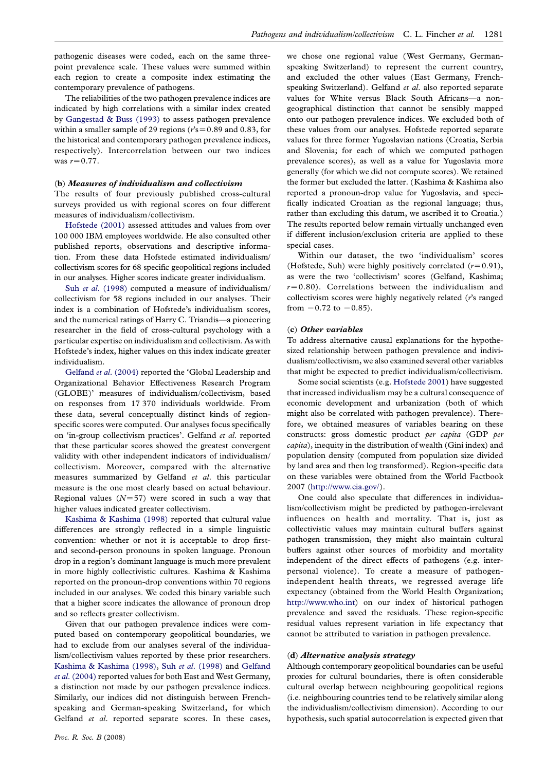pathogenic diseases were coded, each on the same three-point prevalence scale. These values were summed within each region to create a composite index estimating the contemporary prevalence of pathogens.

The reliabilities of the two pathogen prevalence indices are indicated by high correlations with a similar index created by Gangestad & Buss (1993) to assess pathogen prevalence within a smaller sample of 29 regions ($r$'s $=0.89$ and $0.83$, for the historical and contemporary pathogen prevalence indices, respectively). Intercorrelation between our two indices was $r=0.77$.

### (b) *Measures of individualism and collectivism*

The results of four previously published cross-cultural surveys provided us with regional scores on four different measures of individualism/collectivism.

Hofstede (2001) assessed attitudes and values from over 100 000 IBM employees worldwide. He also consulted other published reports, observations and descriptive information. From these data Hofstede estimated individualism/collectivism scores for 68 specific geopolitical regions included in our analyses. Higher scores indicate greater individualism.

Suh *et al*. (1998) computed a measure of individualism/collectivism for 58 regions included in our analyses. Their index is a combination of Hofstede's individualism scores, and the numerical ratings of Harry C. Triandis—a pioneering researcher in the field of cross-cultural psychology with a particular expertise on individualism and collectivism. As with Hofstede's index, higher values on this index indicate greater individualism.

Gelfand *et al*. (2004) reported the 'Global Leadership and Organizational Behavior Effectiveness Research Program (GLOBE)' measures of individualism/collectivism, based on responses from 17 370 individuals worldwide. From these data, several conceptually distinct kinds of region-specific scores were computed. Our analyses focus specifically on 'in-group collectivism practices'. Gelfand *et al*. reported that these particular scores showed the greatest convergent validity with other independent indicators of individualism/collectivism. Moreover, compared with the alternative measures summarized by Gelfand *et al*. this particular measure is the one most clearly based on actual behaviour. Regional values ($N=57$) were scored in such a way that higher values indicated greater collectivism.

Kashima & Kashima (1998) reported that cultural value differences are strongly reflected in a simple linguistic convention: whether or not it is acceptable to drop first- and second-person pronouns in spoken language. Pronoun drop in a region's dominant language is much more prevalent in more highly collectivistic cultures. Kashima & Kashima reported on the pronoun-drop conventions within 70 regions included in our analyses. We coded this binary variable such that a higher score indicates the allowance of pronoun drop and so reflects greater collectivism.

Given that our pathogen prevalence indices were computed based on contemporary geopolitical boundaries, we had to exclude from our analyses several of the individualism/collectivism values reported by these prior researchers. Kashima & Kashima (1998), Suh *et al*. (1998) and Gelfand *et al*. (2004) reported values for both East and West Germany, a distinction not made by our pathogen prevalence indices. Similarly, our indices did not distinguish between French-speaking and German-speaking Switzerland, for which Gelfand *et al*. reported separate scores. In these cases, we chose one regional value (West Germany, German-speaking Switzerland) to represent the current country, and excluded the other values (East Germany, French-speaking Switzerland). Gelfand *et al*. also reported separate values for White versus Black South Africans—a non-geographical distinction that cannot be sensibly mapped onto our pathogen prevalence indices. We excluded both of these values from our analyses. Hofstede reported separate values for three former Yugoslavian nations (Croatia, Serbia and Slovenia; for each of which we computed pathogen prevalence scores), as well as a value for Yugoslavia more generally (for which we did not compute scores). We retained the former but excluded the latter. (Kashima & Kashima also reported a pronoun-drop value for Yugoslavia, and specifically indicated Croatian as the regional language; thus, rather than excluding this datum, we ascribed it to Croatia.) The results reported below remain virtually unchanged even if different inclusion/exclusion criteria are applied to these special cases.

Within our dataset, the two 'individualism' scores (Hofstede, Suh) were highly positively correlated ($r=0.91$), as were the two 'collectivism' scores (Gelfand, Kashima; $r=0.80$). Correlations between the individualism and collectivism scores were highly negatively related ($r$'s ranged from $-0.72$ to $-0.85$).

### (c) *Other variables*

To address alternative causal explanations for the hypothesized relationship between pathogen prevalence and individualism/collectivism, we also examined several other variables that might be expected to predict individualism/collectivism.

Some social scientists (e.g. Hofstede 2001) have suggested that increased individualism may be a cultural consequence of economic development and urbanization (both of which might also be correlated with pathogen prevalence). Therefore, we obtained measures of variables bearing on these constructs: gross domestic product *per capita* (GDP *per capita*), inequity in the distribution of wealth (Gini index) and population density (computed from population size divided by land area and then log transformed). Region-specific data on these variables were obtained from the World Factbook 2007 (http://www.cia.gov/).

One could also speculate that differences in individualism/collectivism might be predicted by pathogen-irrelevant influences on health and mortality. That is, just as collectivistic values may maintain cultural buffers against pathogen transmission, they might also maintain cultural buffers against other sources of morbidity and mortality independent of the direct effects of pathogens (e.g. interpersonal violence). To create a measure of pathogen-independent health threats, we regressed average life expectancy (obtained from the World Health Organization; http://www.who.int) on our index of historical pathogen prevalence and saved the residuals. These region-specific residual values represent variation in life expectancy that cannot be attributed to variation in pathogen prevalence.

### (d) *Alternative analysis strategy*

Although contemporary geopolitical boundaries can be useful proxies for cultural boundaries, there is often considerable cultural overlap between neighbouring geopolitical regions (i.e. neighbouring countries tend to be relatively similar along the individualism/collectivism dimension). According to our hypothesis, such spatial autocorrelation is expected given that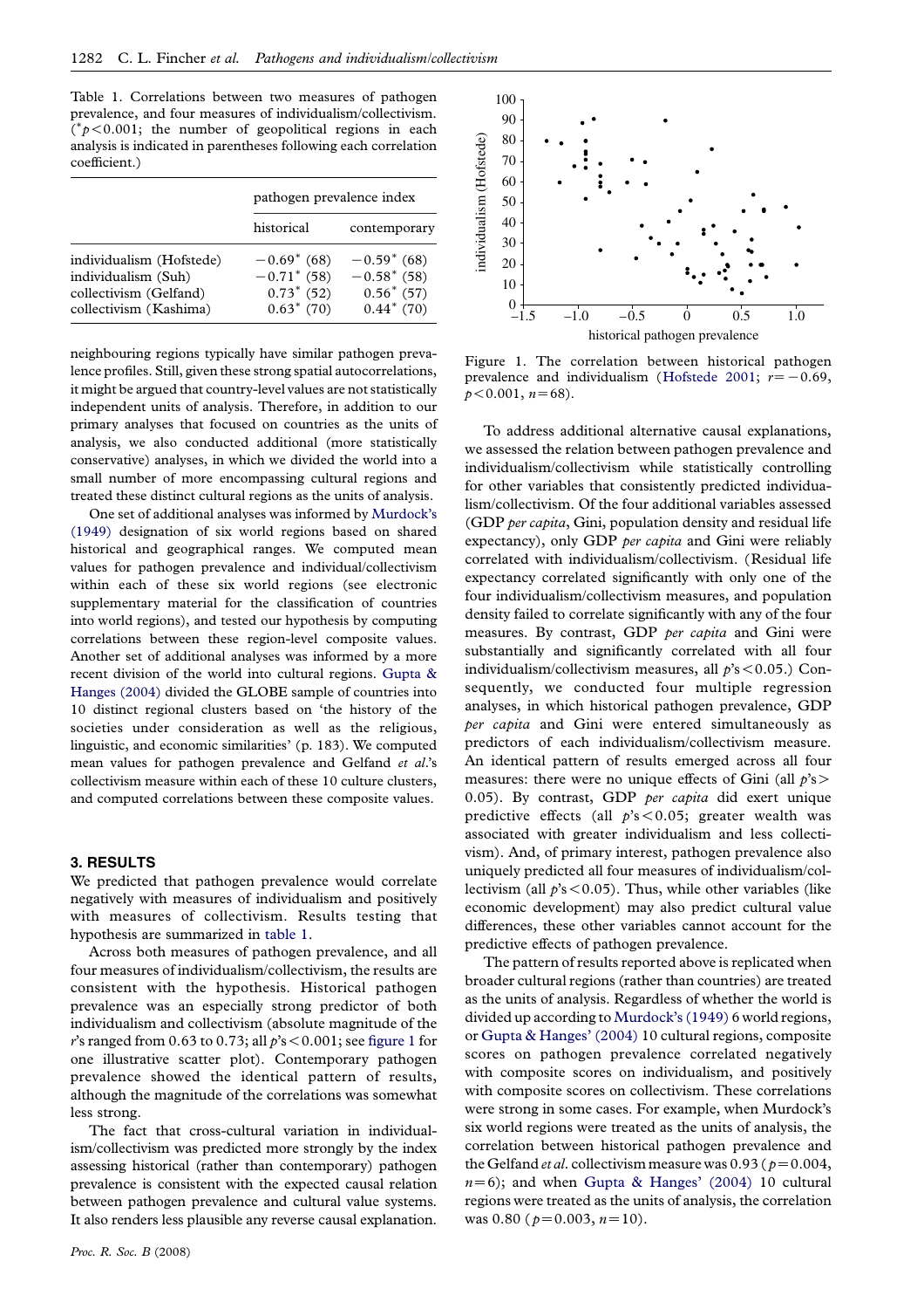Table 1. Correlations between two measures of pathogen prevalence, and four measures of individualism/collectivism. (*$p<0.001$; the number of geopolitical regions in each analysis is indicated in parentheses following each correlation coefficient.)

| | pathogen prevalence index | |
|---|---|---|
| | historical | contemporary |
| individualism (Hofstede) | −0.69* (68) | −0.59* (68) |
| individualism (Suh) | −0.71* (58) | −0.58* (58) |
| collectivism (Gelfand) | 0.73* (52) | 0.56* (57) |
| collectivism (Kashima) | 0.63* (70) | 0.44* (70) |

neighbouring regions typically have similar pathogen prevalence profiles. Still, given these strong spatial autocorrelations, it might be argued that country-level values are not statistically independent units of analysis. Therefore, in addition to our primary analyses that focused on countries as the units of analysis, we also conducted additional (more statistically conservative) analyses, in which we divided the world into a small number of more encompassing cultural regions and treated these distinct cultural regions as the units of analysis.

One set of additional analyses was informed by Murdock's (1949) designation of six world regions based on shared historical and geographical ranges. We computed mean values for pathogen prevalence and individual/collectivism within each of these six world regions (see electronic supplementary material for the classification of countries into world regions), and tested our hypothesis by computing correlations between these region-level composite values. Another set of additional analyses was informed by a more recent division of the world into cultural regions. Gupta & Hanges (2004) divided the GLOBE sample of countries into 10 distinct regional clusters based on 'the history of the societies under consideration as well as the religious, linguistic, and economic similarities' (p. 183). We computed mean values for pathogen prevalence and Gelfand *et al.*'s collectivism measure within each of these 10 culture clusters, and computed correlations between these composite values.

## 3. RESULTS

We predicted that pathogen prevalence would correlate negatively with measures of individualism and positively with measures of collectivism. Results testing that hypothesis are summarized in table 1.

Across both measures of pathogen prevalence, and all four measures of individualism/collectivism, the results are consistent with the hypothesis. Historical pathogen prevalence was an especially strong predictor of both individualism and collectivism (absolute magnitude of the $r$'s ranged from 0.63 to 0.73; all $p$'s $<0.001$; see figure 1 for one illustrative scatter plot). Contemporary pathogen prevalence showed the identical pattern of results, although the magnitude of the correlations was somewhat less strong.

The fact that cross-cultural variation in individualism/collectivism was predicted more strongly by the index assessing historical (rather than contemporary) pathogen prevalence is consistent with the expected causal relation between pathogen prevalence and cultural value systems. It also renders less plausible any reverse causal explanation.

Figure 1. The correlation between historical pathogen prevalence and individualism (Hofstede 2001; $r=-0.69$, $p<0.001$, $n=68$).

To address additional alternative causal explanations, we assessed the relation between pathogen prevalence and individualism/collectivism while statistically controlling for other variables that consistently predicted individualism/collectivism. Of the four additional variables assessed (GDP *per capita*, Gini, population density and residual life expectancy), only GDP *per capita* and Gini were reliably correlated with individualism/collectivism. (Residual life expectancy correlated significantly with only one of the four individualism/collectivism measures, and population density failed to correlate significantly with any of the four measures. By contrast, GDP *per capita* and Gini were substantially and significantly correlated with all four individualism/collectivism measures, all $p$'s $<0.05$.) Consequently, we conducted four multiple regression analyses, in which historical pathogen prevalence, GDP *per capita* and Gini were entered simultaneously as predictors of each individualism/collectivism measure. An identical pattern of results emerged across all four measures: there were no unique effects of Gini (all $p$'s $>0.05$). By contrast, GDP *per capita* did exert unique predictive effects (all $p$'s $<0.05$; greater wealth was associated with greater individualism and less collectivism). And, of primary interest, pathogen prevalence also uniquely predicted all four measures of individualism/collectivism (all $p$'s $<0.05$). Thus, while other variables (like economic development) may also predict cultural value differences, these other variables cannot account for the predictive effects of pathogen prevalence.

The pattern of results reported above is replicated when broader cultural regions (rather than countries) are treated as the units of analysis. Regardless of whether the world is divided up according to Murdock's (1949) 6 world regions, or Gupta & Hanges' (2004) 10 cultural regions, composite scores on pathogen prevalence correlated negatively with composite scores on individualism, and positively with composite scores on collectivism. These correlations were strong in some cases. For example, when Murdock's six world regions were treated as the units of analysis, the correlation between historical pathogen prevalence and the Gelfand *et al.* collectivism measure was 0.93 ($p=0.004$, $n=6$); and when Gupta & Hanges' (2004) 10 cultural regions were treated as the units of analysis, the correlation was 0.80 ($p=0.003$, $n=10$).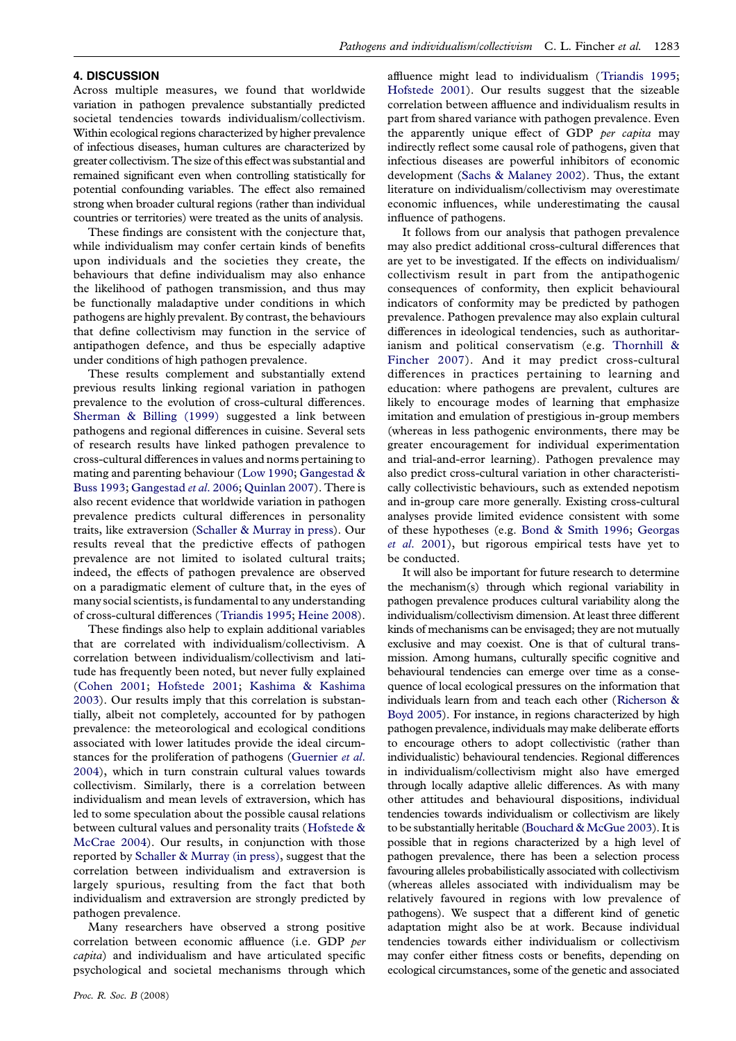## 4. DISCUSSION

Across multiple measures, we found that worldwide variation in pathogen prevalence substantially predicted societal tendencies towards individualism/collectivism. Within ecological regions characterized by higher prevalence of infectious diseases, human cultures are characterized by greater collectivism. The size of this effect was substantial and remained significant even when controlling statistically for potential confounding variables. The effect also remained strong when broader cultural regions (rather than individual countries or territories) were treated as the units of analysis.

These findings are consistent with the conjecture that, while individualism may confer certain kinds of benefits upon individuals and the societies they create, the behaviours that define individualism may also enhance the likelihood of pathogen transmission, and thus may be functionally maladaptive under conditions in which pathogens are highly prevalent. By contrast, the behaviours that define collectivism may function in the service of antipathogen defence, and thus be especially adaptive under conditions of high pathogen prevalence.

These results complement and substantially extend previous results linking regional variation in pathogen prevalence to the evolution of cross-cultural differences. Sherman & Billing (1999) suggested a link between pathogens and regional differences in cuisine. Several sets of research results have linked pathogen prevalence to cross-cultural differences in values and norms pertaining to mating and parenting behaviour (Low 1990; Gangestad & Buss 1993; Gangestad *et al.* 2006; Quinlan 2007). There is also recent evidence that worldwide variation in pathogen prevalence predicts cultural differences in personality traits, like extraversion (Schaller & Murray in press). Our results reveal that the predictive effects of pathogen prevalence are not limited to isolated cultural traits; indeed, the effects of pathogen prevalence are observed on a paradigmatic element of culture that, in the eyes of many social scientists, is fundamental to any understanding of cross-cultural differences (Triandis 1995; Heine 2008).

These findings also help to explain additional variables that are correlated with individualism/collectivism. A correlation between individualism/collectivism and latitude has frequently been noted, but never fully explained (Cohen 2001; Hofstede 2001; Kashima & Kashima 2003). Our results imply that this correlation is substantially, albeit not completely, accounted for by pathogen prevalence: the meteorological and ecological conditions associated with lower latitudes provide the ideal circumstances for the proliferation of pathogens (Guernier *et al.* 2004), which in turn constrain cultural values towards collectivism. Similarly, there is a correlation between individualism and mean levels of extraversion, which has led to some speculation about the possible causal relations between cultural values and personality traits (Hofstede & McCrae 2004). Our results, in conjunction with those reported by Schaller & Murray (in press), suggest that the correlation between individualism and extraversion is largely spurious, resulting from the fact that both individualism and extraversion are strongly predicted by pathogen prevalence.

Many researchers have observed a strong positive correlation between economic affluence (i.e. GDP *per capita*) and individualism and have articulated specific psychological and societal mechanisms through which affluence might lead to individualism (Triandis 1995; Hofstede 2001). Our results suggest that the sizeable correlation between affluence and individualism results in part from shared variance with pathogen prevalence. Even the apparently unique effect of GDP *per capita* may indirectly reflect some causal role of pathogens, given that infectious diseases are powerful inhibitors of economic development (Sachs & Malaney 2002). Thus, the extant literature on individualism/collectivism may overestimate economic influences, while underestimating the causal influence of pathogens.

It follows from our analysis that pathogen prevalence may also predict additional cross-cultural differences that are yet to be investigated. If the effects on individualism/collectivism result in part from the antipathogenic consequences of conformity, then explicit behavioural indicators of conformity may be predicted by pathogen prevalence. Pathogen prevalence may also explain cultural differences in ideological tendencies, such as authoritarianism and political conservatism (e.g. Thornhill & Fincher 2007). And it may predict cross-cultural differences in practices pertaining to learning and education: where pathogens are prevalent, cultures are likely to encourage modes of learning that emphasize imitation and emulation of prestigious in-group members (whereas in less pathogenic environments, there may be greater encouragement for individual experimentation and trial-and-error learning). Pathogen prevalence may also predict cross-cultural variation in other characteristically collectivistic behaviours, such as extended nepotism and in-group care more generally. Existing cross-cultural analyses provide limited evidence consistent with some of these hypotheses (e.g. Bond & Smith 1996; Georgas *et al.* 2001), but rigorous empirical tests have yet to be conducted.

It will also be important for future research to determine the mechanism(s) through which regional variability in pathogen prevalence produces cultural variability along the individualism/collectivism dimension. At least three different kinds of mechanisms can be envisaged; they are not mutually exclusive and may coexist. One is that of cultural transmission. Among humans, culturally specific cognitive and behavioural tendencies can emerge over time as a consequence of local ecological pressures on the information that individuals learn from and teach each other (Richerson & Boyd 2005). For instance, in regions characterized by high pathogen prevalence, individuals may make deliberate efforts to encourage others to adopt collectivistic (rather than individualistic) behavioural tendencies. Regional differences in individualism/collectivism might also have emerged through locally adaptive allelic differences. As with many other attitudes and behavioural dispositions, individual tendencies towards individualism or collectivism are likely to be substantially heritable (Bouchard & McGue 2003). It is possible that in regions characterized by a high level of pathogen prevalence, there has been a selection process favouring alleles probabilistically associated with collectivism (whereas alleles associated with individualism may be relatively favoured in regions with low prevalence of pathogens). We suspect that a different kind of genetic adaptation might also be at work. Because individual tendencies towards either individualism or collectivism may confer either fitness costs or benefits, depending on ecological circumstances, some of the genetic and associated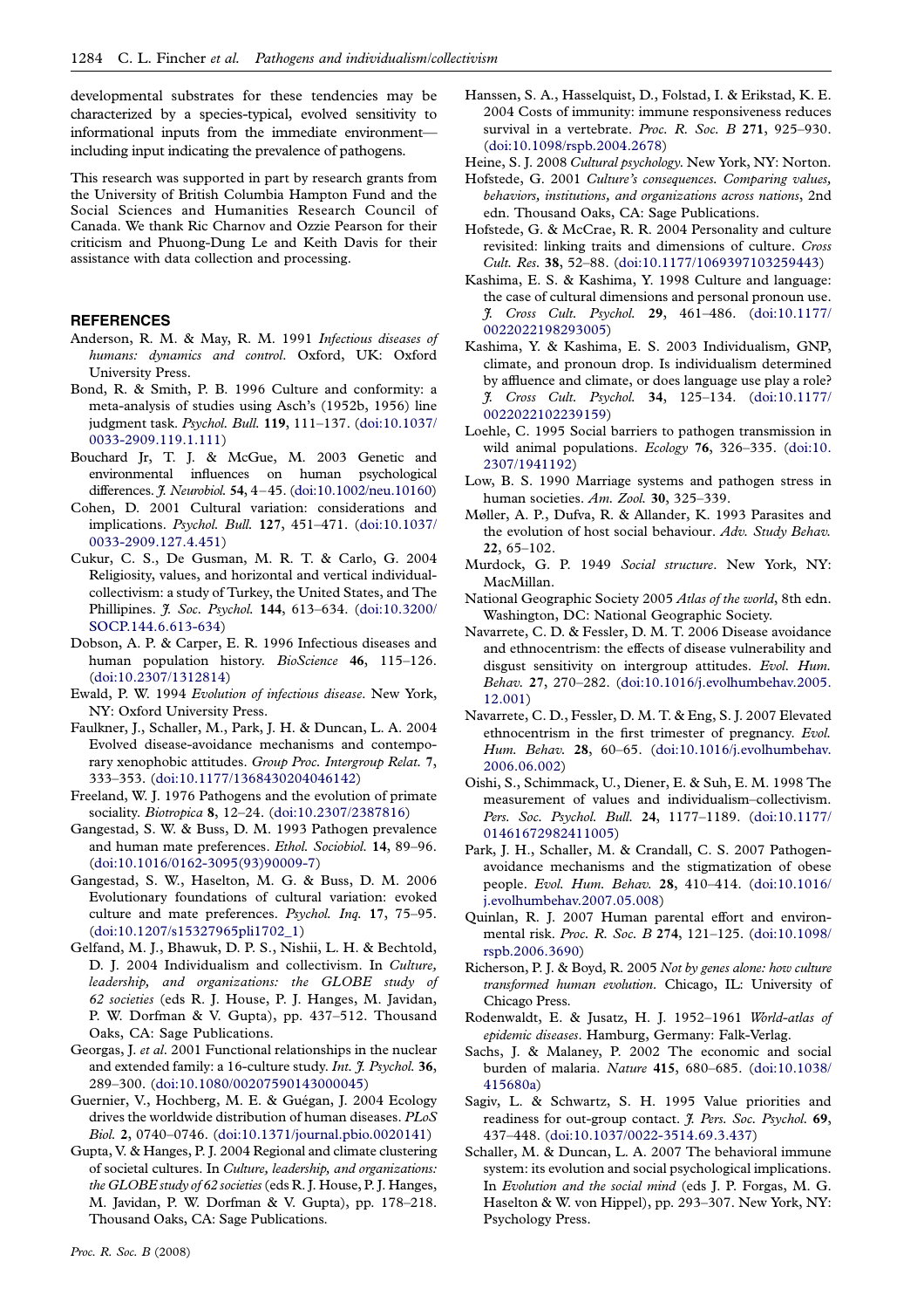developmental substrates for these tendencies may be characterized by a species-typical, evolved sensitivity to informational inputs from the immediate environment—including input indicating the prevalence of pathogens.

This research was supported in part by research grants from the University of British Columbia Hampton Fund and the Social Sciences and Humanities Research Council of Canada. We thank Ric Charnov and Ozzie Pearson for their criticism and Phuong-Dung Le and Keith Davis for their assistance with data collection and processing.

## REFERENCES

Anderson, R. M. & May, R. M. 1991 *Infectious diseases of humans: dynamics and control*. Oxford, UK: Oxford University Press.

Bond, R. & Smith, P. B. 1996 Culture and conformity: a meta-analysis of studies using Asch's (1952b, 1956) line judgment task. *Psychol. Bull.* **119**, 111–137. (doi:10.1037/0033-2909.119.1.111)

Bouchard Jr, T. J. & McGue, M. 2003 Genetic and environmental influences on human psychological differences. *J. Neurobiol.* **54**, 4–45. (doi:10.1002/neu.10160)

Cohen, D. 2001 Cultural variation: considerations and implications. *Psychol. Bull.* **127**, 451–471. (doi:10.1037/0033-2909.127.4.451)

Cukur, C. S., De Gusman, M. R. T. & Carlo, G. 2004 Religiosity, values, and horizontal and vertical individual-collectivism: a study of Turkey, the United States, and The Phillipines. *J. Soc. Psychol.* **144**, 613–634. (doi:10.3200/SOCP.144.6.613-634)

Dobson, A. P. & Carper, E. R. 1996 Infectious diseases and human population history. *BioScience* **46**, 115–126. (doi:10.2307/1312814)

Ewald, P. W. 1994 *Evolution of infectious disease*. New York, NY: Oxford University Press.

Faulkner, J., Schaller, M., Park, J. H. & Duncan, L. A. 2004 Evolved disease-avoidance mechanisms and contemporary xenophobic attitudes. *Group Proc. Intergroup Relat.* **7**, 333–353. (doi:10.1177/1368430204046142)

Freeland, W. J. 1976 Pathogens and the evolution of primate sociality. *Biotropica* **8**, 12–24. (doi:10.2307/2387816)

Gangestad, S. W. & Buss, D. M. 1993 Pathogen prevalence and human mate preferences. *Ethol. Sociobiol.* **14**, 89–96. (doi:10.1016/0162-3095(93)90009-7)

Gangestad, S. W., Haselton, M. G. & Buss, D. M. 2006 Evolutionary foundations of cultural variation: evoked culture and mate preferences. *Psychol. Inq.* **17**, 75–95. (doi:10.1207/s15327965pli1702_1)

Gelfand, M. J., Bhawuk, D. P. S., Nishii, L. H. & Bechtold, D. J. 2004 Individualism and collectivism. In *Culture, leadership, and organizations: the GLOBE study of 62 societies* (eds R. J. House, P. J. Hanges, M. Javidan, P. W. Dorfman & V. Gupta), pp. 437–512. Thousand Oaks, CA: Sage Publications.

Georgas, J. *et al*. 2001 Functional relationships in the nuclear and extended family: a 16-culture study. *Int. J. Psychol.* **36**, 289–300. (doi:10.1080/00207590143000045)

Guernier, V., Hochberg, M. E. & Guégan, J. 2004 Ecology drives the worldwide distribution of human diseases. *PLoS Biol.* **2**, 0740–0746. (doi:10.1371/journal.pbio.0020141)

Gupta, V. & Hanges, P. J. 2004 Regional and climate clustering of societal cultures. In *Culture, leadership, and organizations: the GLOBE study of 62 societies* (eds R. J. House, P. J. Hanges, M. Javidan, P. W. Dorfman & V. Gupta), pp. 178–218. Thousand Oaks, CA: Sage Publications.

Hanssen, S. A., Hasselquist, D., Folstad, I. & Erikstad, K. E. 2004 Costs of immunity: immune responsiveness reduces survival in a vertebrate. *Proc. R. Soc. B* **271**, 925–930. (doi:10.1098/rspb.2004.2678)

Heine, S. J. 2008 *Cultural psychology*. New York, NY: Norton.

Hofstede, G. 2001 *Culture's consequences. Comparing values, behaviors, institutions, and organizations across nations*, 2nd edn. Thousand Oaks, CA: Sage Publications.

Hofstede, G. & McCrae, R. R. 2004 Personality and culture revisited: linking traits and dimensions of culture. *Cross Cult. Res.* **38**, 52–88. (doi:10.1177/1069397103259443)

Kashima, E. S. & Kashima, Y. 1998 Culture and language: the case of cultural dimensions and personal pronoun use. *J. Cross Cult. Psychol.* **29**, 461–486. (doi:10.1177/0022022198293005)

Kashima, Y. & Kashima, E. S. 2003 Individualism, GNP, climate, and pronoun drop. Is individualism determined by affluence and climate, or does language use play a role? *J. Cross Cult. Psychol.* **34**, 125–134. (doi:10.1177/0022022102239159)

Loehle, C. 1995 Social barriers to pathogen transmission in wild animal populations. *Ecology* **76**, 326–335. (doi:10.2307/1941192)

Low, B. S. 1990 Marriage systems and pathogen stress in human societies. *Am. Zool.* **30**, 325–339.

Møller, A. P., Dufva, R. & Allander, K. 1993 Parasites and the evolution of host social behaviour. *Adv. Study Behav.* **22**, 65–102.

Murdock, G. P. 1949 *Social structure*. New York, NY: MacMillan.

National Geographic Society 2005 *Atlas of the world*, 8th edn. Washington, DC: National Geographic Society.

Navarrete, C. D. & Fessler, D. M. T. 2006 Disease avoidance and ethnocentrism: the effects of disease vulnerability and disgust sensitivity on intergroup attitudes. *Evol. Hum. Behav.* **27**, 270–282. (doi:10.1016/j.evolhumbehav.2005.12.001)

Navarrete, C. D., Fessler, D. M. T. & Eng, S. J. 2007 Elevated ethnocentrism in the first trimester of pregnancy. *Evol. Hum. Behav.* **28**, 60–65. (doi:10.1016/j.evolhumbehav.2006.06.002)

Oishi, S., Schimmack, U., Diener, E. & Suh, E. M. 1998 The measurement of values and individualism–collectivism. *Pers. Soc. Psychol. Bull.* **24**, 1177–1189. (doi:10.1177/01461672982411005)

Park, J. H., Schaller, M. & Crandall, C. S. 2007 Pathogen-avoidance mechanisms and the stigmatization of obese people. *Evol. Hum. Behav.* **28**, 410–414. (doi:10.1016/j.evolhumbehav.2007.05.008)

Quinlan, R. J. 2007 Human parental effort and environmental risk. *Proc. R. Soc. B* **274**, 121–125. (doi:10.1098/rspb.2006.3690)

Richerson, P. J. & Boyd, R. 2005 *Not by genes alone: how culture transformed human evolution*. Chicago, IL: University of Chicago Press.

Rodenwaldt, E. & Jusatz, H. J. 1952–1961 *World-atlas of epidemic diseases*. Hamburg, Germany: Falk-Verlag.

Sachs, J. & Malaney, P. 2002 The economic and social burden of malaria. *Nature* **415**, 680–685. (doi:10.1038/415680a)

Sagiv, L. & Schwartz, S. H. 1995 Value priorities and readiness for out-group contact. *J. Pers. Soc. Psychol.* **69**, 437–448. (doi:10.1037/0022-3514.69.3.437)

Schaller, M. & Duncan, L. A. 2007 The behavioral immune system: its evolution and social psychological implications. In *Evolution and the social mind* (eds J. P. Forgas, M. G. Haselton & W. von Hippel), pp. 293–307. New York, NY: Psychology Press.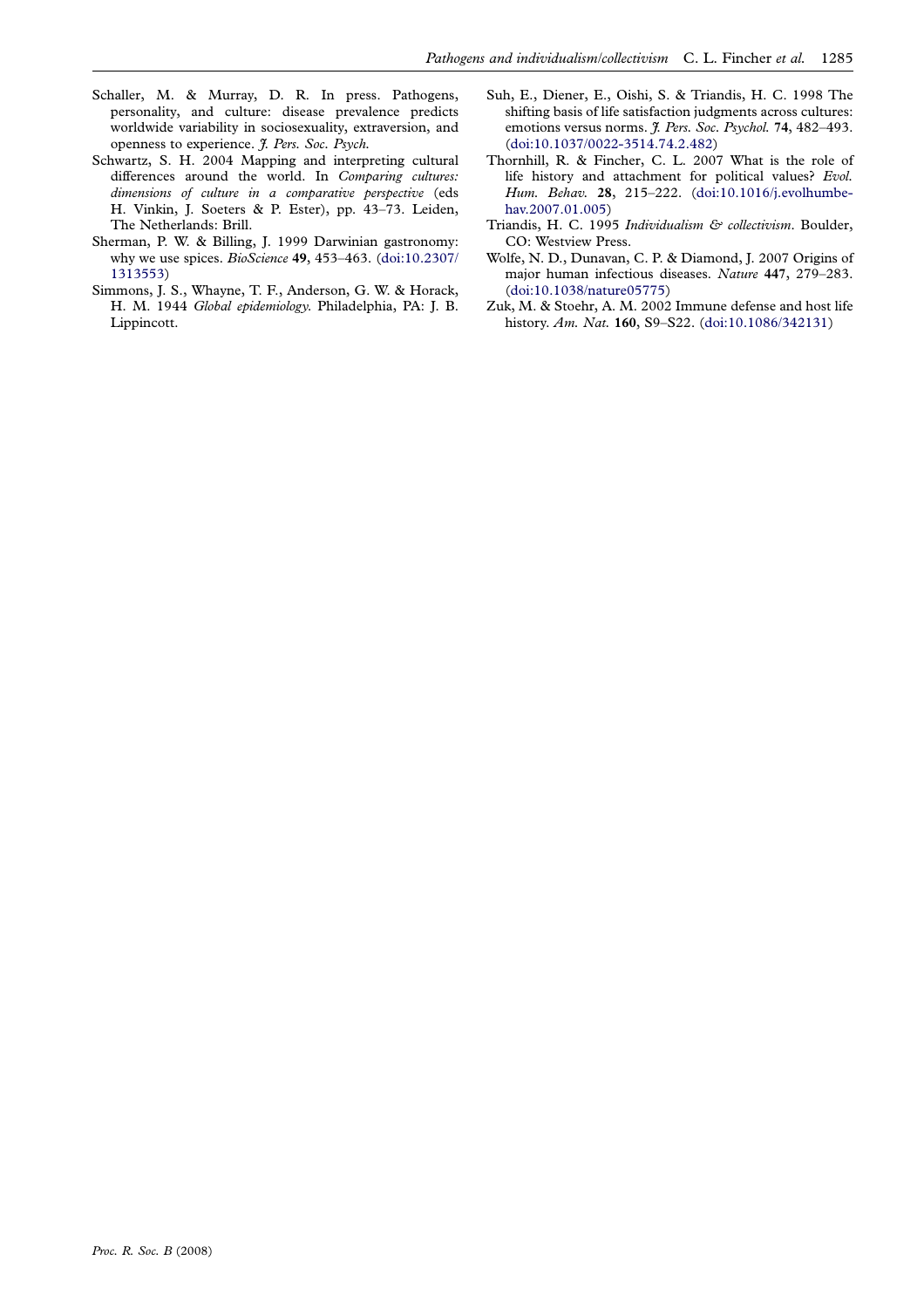Schaller, M. & Murray, D. R. In press. Pathogens, personality, and culture: disease prevalence predicts worldwide variability in sociosexuality, extraversion, and openness to experience. *J. Pers. Soc. Psych.*

Schwartz, S. H. 2004 Mapping and interpreting cultural differences around the world. In *Comparing cultures: dimensions of culture in a comparative perspective* (eds H. Vinkin, J. Soeters & P. Ester), pp. 43–73. Leiden, The Netherlands: Brill.

Sherman, P. W. & Billing, J. 1999 Darwinian gastronomy: why we use spices. *BioScience* **49**, 453–463. (doi:10.2307/1313553)

Simmons, J. S., Whayne, T. F., Anderson, G. W. & Horack, H. M. 1944 *Global epidemiology*. Philadelphia, PA: J. B. Lippincott.

Suh, E., Diener, E., Oishi, S. & Triandis, H. C. 1998 The shifting basis of life satisfaction judgments across cultures: emotions versus norms. *J. Pers. Soc. Psychol.* **74**, 482–493. (doi:10.1037/0022-3514.74.2.482)

Thornhill, R. & Fincher, C. L. 2007 What is the role of life history and attachment for political values? *Evol. Hum. Behav.* **28**, 215–222. (doi:10.1016/j.evolhumbehav.2007.01.005)

Triandis, H. C. 1995 *Individualism & collectivism*. Boulder, CO: Westview Press.

Wolfe, N. D., Dunavan, C. P. & Diamond, J. 2007 Origins of major human infectious diseases. *Nature* **447**, 279–283. (doi:10.1038/nature05775)

Zuk, M. & Stoehr, A. M. 2002 Immune defense and host life history. *Am. Nat.* **160**, S9–S22. (doi:10.1086/342131)